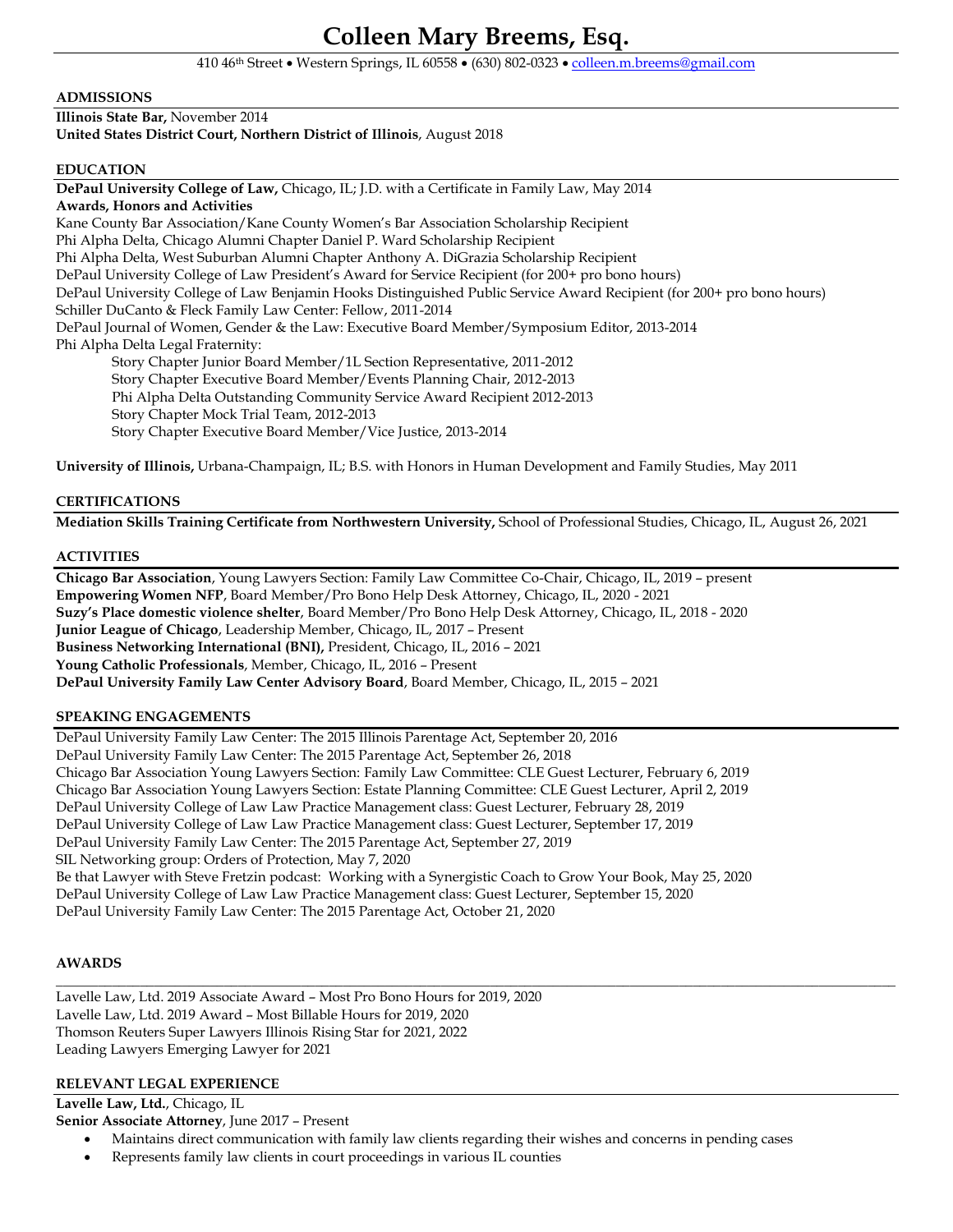# Colleen Mary Breems, Esq.

410 46th Street • Western Springs, IL 60558 • (630) 802-0323 • colleen.m.breems@gmail.com

## ADMISSIONS

**Illinois State Bar,** November 2014
**United States District Court, Northern District of Illinois**, August 2018

## EDUCATION

**DePaul University College of Law,** Chicago, IL; J.D. with a Certificate in Family Law, May 2014
**Awards, Honors and Activities**
Kane County Bar Association/Kane County Women's Bar Association Scholarship Recipient
Phi Alpha Delta, Chicago Alumni Chapter Daniel P. Ward Scholarship Recipient
Phi Alpha Delta, West Suburban Alumni Chapter Anthony A. DiGrazia Scholarship Recipient
DePaul University College of Law President's Award for Service Recipient (for 200+ pro bono hours)
DePaul University College of Law Benjamin Hooks Distinguished Public Service Award Recipient (for 200+ pro bono hours)
Schiller DuCanto & Fleck Family Law Center: Fellow, 2011-2014
DePaul Journal of Women, Gender & the Law: Executive Board Member/Symposium Editor, 2013-2014
Phi Alpha Delta Legal Fraternity:

- Story Chapter Junior Board Member/1L Section Representative, 2011-2012
- Story Chapter Executive Board Member/Events Planning Chair, 2012-2013
- Phi Alpha Delta Outstanding Community Service Award Recipient 2012-2013
- Story Chapter Mock Trial Team, 2012-2013
- Story Chapter Executive Board Member/Vice Justice, 2013-2014

**University of Illinois,** Urbana-Champaign, IL; B.S. with Honors in Human Development and Family Studies, May 2011

## CERTIFICATIONS

**Mediation Skills Training Certificate from Northwestern University,** School of Professional Studies, Chicago, IL, August 26, 2021

## ACTIVITIES

**Chicago Bar Association**, Young Lawyers Section: Family Law Committee Co-Chair, Chicago, IL, 2019 – present
**Empowering Women NFP**, Board Member/Pro Bono Help Desk Attorney, Chicago, IL, 2020 - 2021
**Suzy's Place domestic violence shelter**, Board Member/Pro Bono Help Desk Attorney, Chicago, IL, 2018 - 2020
**Junior League of Chicago**, Leadership Member, Chicago, IL, 2017 – Present
**Business Networking International (BNI),** President, Chicago, IL, 2016 – 2021
**Young Catholic Professionals**, Member, Chicago, IL, 2016 – Present
**DePaul University Family Law Center Advisory Board**, Board Member, Chicago, IL, 2015 – 2021

## SPEAKING ENGAGEMENTS

DePaul University Family Law Center: The 2015 Illinois Parentage Act, September 20, 2016
DePaul University Family Law Center: The 2015 Parentage Act, September 26, 2018
Chicago Bar Association Young Lawyers Section: Family Law Committee: CLE Guest Lecturer, February 6, 2019
Chicago Bar Association Young Lawyers Section: Estate Planning Committee: CLE Guest Lecturer, April 2, 2019
DePaul University College of Law Law Practice Management class: Guest Lecturer, February 28, 2019
DePaul University College of Law Law Practice Management class: Guest Lecturer, September 17, 2019
DePaul University Family Law Center: The 2015 Parentage Act, September 27, 2019
SIL Networking group: Orders of Protection, May 7, 2020
Be that Lawyer with Steve Fretzin podcast: Working with a Synergistic Coach to Grow Your Book, May 25, 2020
DePaul University College of Law Law Practice Management class: Guest Lecturer, September 15, 2020
DePaul University Family Law Center: The 2015 Parentage Act, October 21, 2020

## AWARDS

Lavelle Law, Ltd. 2019 Associate Award – Most Pro Bono Hours for 2019, 2020
Lavelle Law, Ltd. 2019 Award – Most Billable Hours for 2019, 2020
Thomson Reuters Super Lawyers Illinois Rising Star for 2021, 2022
Leading Lawyers Emerging Lawyer for 2021

## RELEVANT LEGAL EXPERIENCE

**Lavelle Law, Ltd.**, Chicago, IL
**Senior Associate Attorney**, June 2017 – Present

- Maintains direct communication with family law clients regarding their wishes and concerns in pending cases
- Represents family law clients in court proceedings in various IL counties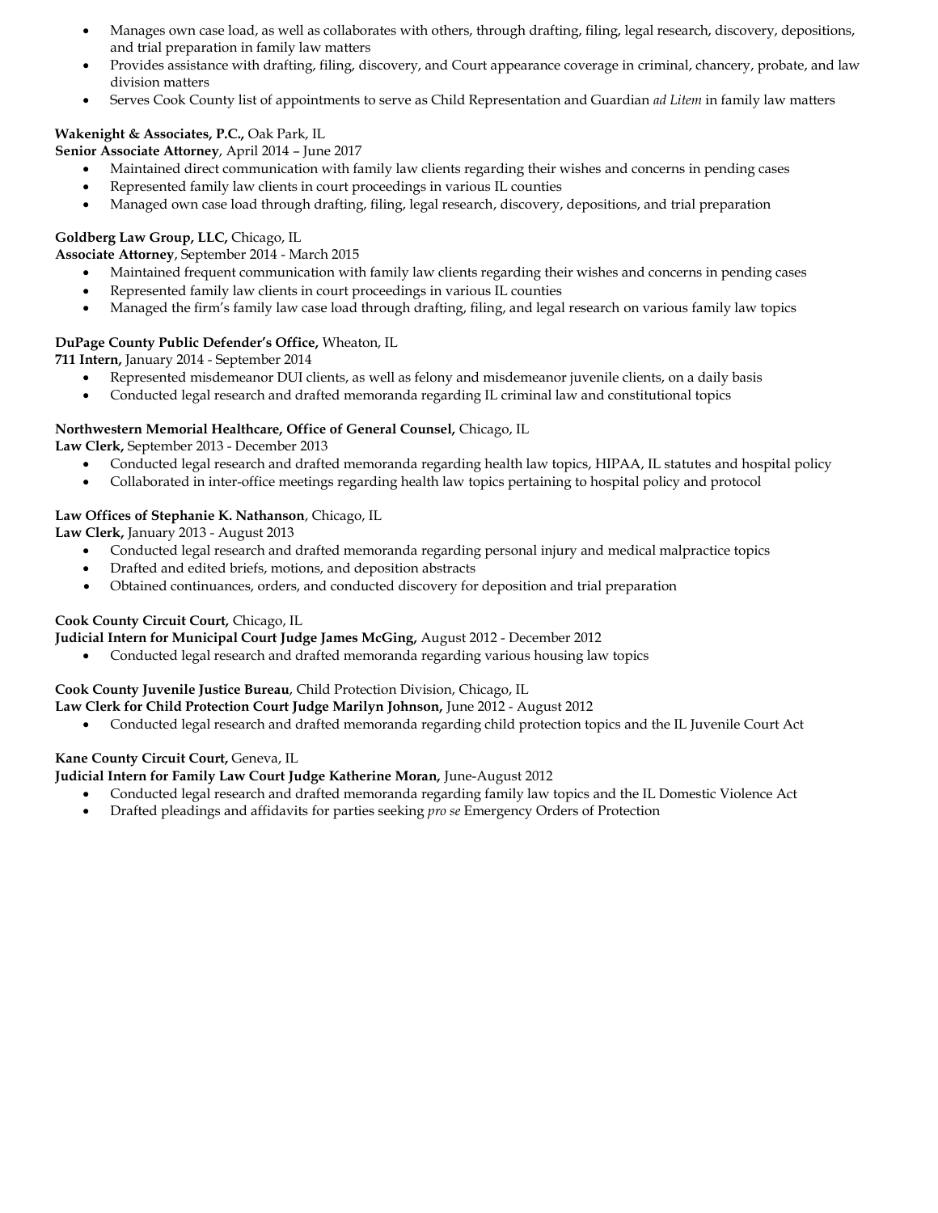- Manages own case load, as well as collaborates with others, through drafting, filing, legal research, discovery, depositions, and trial preparation in family law matters
- Provides assistance with drafting, filing, discovery, and Court appearance coverage in criminal, chancery, probate, and law division matters
- Serves Cook County list of appointments to serve as Child Representation and Guardian *ad Litem* in family law matters

**Wakenight & Associates, P.C.,** Oak Park, IL
**Senior Associate Attorney**, April 2014 – June 2017

- Maintained direct communication with family law clients regarding their wishes and concerns in pending cases
- Represented family law clients in court proceedings in various IL counties
- Managed own case load through drafting, filing, legal research, discovery, depositions, and trial preparation

**Goldberg Law Group, LLC,** Chicago, IL
**Associate Attorney**, September 2014 - March 2015

- Maintained frequent communication with family law clients regarding their wishes and concerns in pending cases
- Represented family law clients in court proceedings in various IL counties
- Managed the firm's family law case load through drafting, filing, and legal research on various family law topics

**DuPage County Public Defender's Office,** Wheaton, IL
**711 Intern,** January 2014 - September 2014

- Represented misdemeanor DUI clients, as well as felony and misdemeanor juvenile clients, on a daily basis
- Conducted legal research and drafted memoranda regarding IL criminal law and constitutional topics

**Northwestern Memorial Healthcare, Office of General Counsel,** Chicago, IL
**Law Clerk,** September 2013 - December 2013

- Conducted legal research and drafted memoranda regarding health law topics, HIPAA, IL statutes and hospital policy
- Collaborated in inter-office meetings regarding health law topics pertaining to hospital policy and protocol

**Law Offices of Stephanie K. Nathanson**, Chicago, IL
**Law Clerk,** January 2013 - August 2013

- Conducted legal research and drafted memoranda regarding personal injury and medical malpractice topics
- Drafted and edited briefs, motions, and deposition abstracts
- Obtained continuances, orders, and conducted discovery for deposition and trial preparation

**Cook County Circuit Court,** Chicago, IL
**Judicial Intern for Municipal Court Judge James McGing,** August 2012 - December 2012

- Conducted legal research and drafted memoranda regarding various housing law topics

**Cook County Juvenile Justice Bureau**, Child Protection Division, Chicago, IL
**Law Clerk for Child Protection Court Judge Marilyn Johnson,** June 2012 - August 2012

- Conducted legal research and drafted memoranda regarding child protection topics and the IL Juvenile Court Act

**Kane County Circuit Court,** Geneva, IL
**Judicial Intern for Family Law Court Judge Katherine Moran,** June-August 2012

- Conducted legal research and drafted memoranda regarding family law topics and the IL Domestic Violence Act
- Drafted pleadings and affidavits for parties seeking *pro se* Emergency Orders of Protection